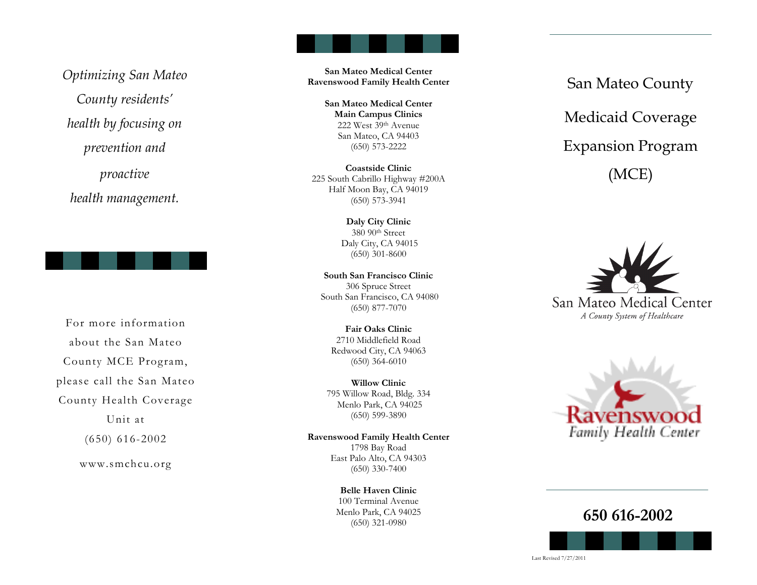*Optimizing San Mateo County residents' health by focusing on prevention and proactive health management.*

For more information about the San Mateo County MCE Program, please call the San Mateo County Health Coverage Unit at (650) 616-2002

www.smchcu.org

**San Mateo Medical Center**
**Ravenswood Family Health Center**

**San Mateo Medical Center Main Campus Clinics**
222 West 39th Avenue
San Mateo, CA 94403
(650) 573-2222

**Coastside Clinic**
225 South Cabrillo Highway #200A
Half Moon Bay, CA 94019
(650) 573-3941

**Daly City Clinic**
380 90th Street
Daly City, CA 94015
(650) 301-8600

**South San Francisco Clinic**
306 Spruce Street
South San Francisco, CA 94080
(650) 877-7070

**Fair Oaks Clinic**
2710 Middlefield Road
Redwood City, CA 94063
(650) 364-6010

**Willow Clinic**
795 Willow Road, Bldg. 334
Menlo Park, CA 94025
(650) 599-3890

**Ravenswood Family Health Center**
1798 Bay Road
East Palo Alto, CA 94303
(650) 330-7400

**Belle Haven Clinic**
100 Terminal Avenue
Menlo Park, CA 94025
(650) 321-0980

# San Mateo County Medicaid Coverage Expansion Program (MCE)

San Mateo Medical Center
*A County System of Healthcare*

Ravenswood
Family Health Center

**650 616-2002**

Last Revised 7/27/2011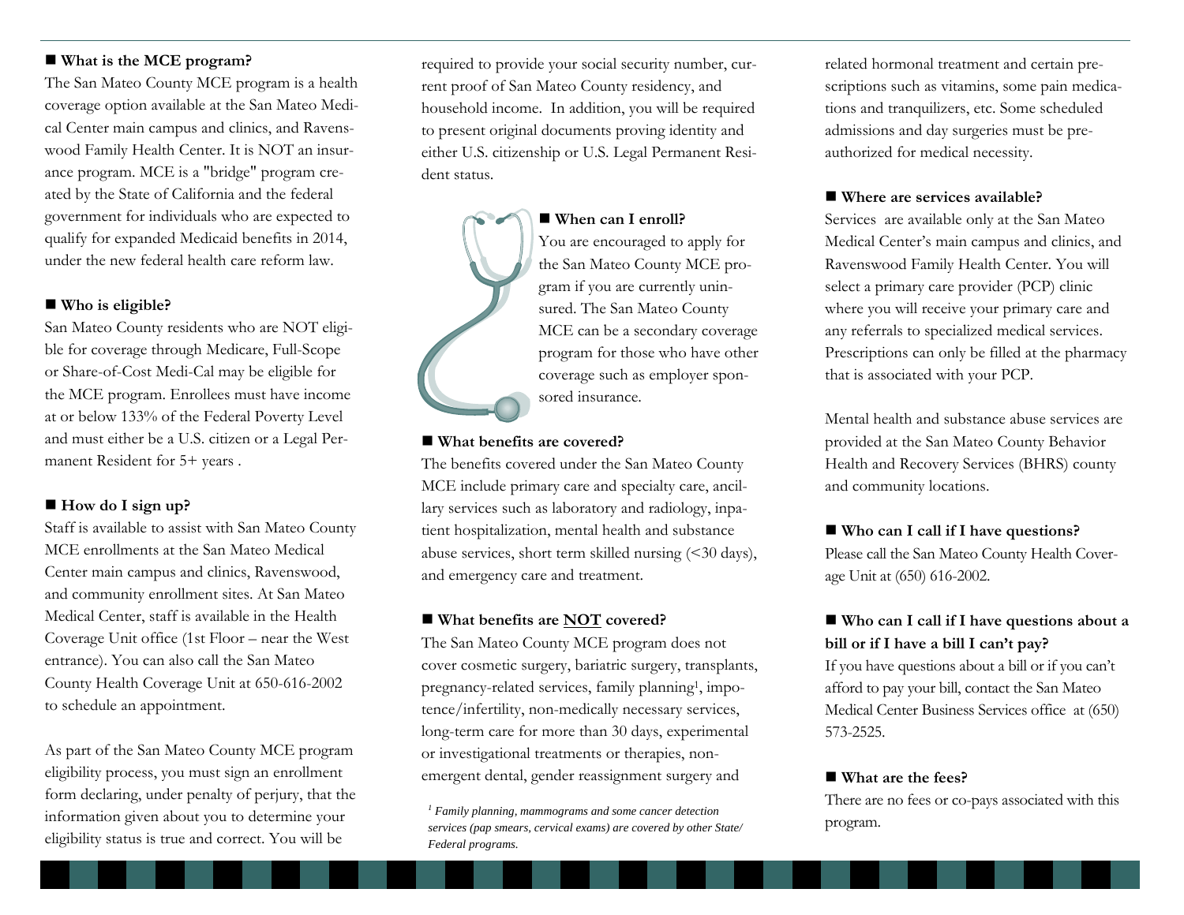### ■ What is the MCE program?

The San Mateo County MCE program is a health coverage option available at the San Mateo Medical Center main campus and clinics, and Ravenswood Family Health Center. It is NOT an insurance program. MCE is a "bridge" program created by the State of California and the federal government for individuals who are expected to qualify for expanded Medicaid benefits in 2014, under the new federal health care reform law.

### ■ Who is eligible?

San Mateo County residents who are NOT eligible for coverage through Medicare, Full-Scope or Share-of-Cost Medi-Cal may be eligible for the MCE program. Enrollees must have income at or below 133% of the Federal Poverty Level and must either be a U.S. citizen or a Legal Permanent Resident for 5+ years .

### ■ How do I sign up?

Staff is available to assist with San Mateo County MCE enrollments at the San Mateo Medical Center main campus and clinics, Ravenswood, and community enrollment sites. At San Mateo Medical Center, staff is available in the Health Coverage Unit office (1st Floor – near the West entrance). You can also call the San Mateo County Health Coverage Unit at 650-616-2002 to schedule an appointment.

As part of the San Mateo County MCE program eligibility process, you must sign an enrollment form declaring, under penalty of perjury, that the information given about you to determine your eligibility status is true and correct. You will be required to provide your social security number, current proof of San Mateo County residency, and household income. In addition, you will be required to present original documents proving identity and either U.S. citizenship or U.S. Legal Permanent Resident status.

### ■ When can I enroll?

You are encouraged to apply for the San Mateo County MCE program if you are currently uninsured. The San Mateo County MCE can be a secondary coverage program for those who have other coverage such as employer sponsored insurance.

### ■ What benefits are covered?

The benefits covered under the San Mateo County MCE include primary care and specialty care, ancillary services such as laboratory and radiology, inpatient hospitalization, mental health and substance abuse services, short term skilled nursing (<30 days), and emergency care and treatment.

### ■ What benefits are <u>NOT</u> covered?

The San Mateo County MCE program does not cover cosmetic surgery, bariatric surgery, transplants, pregnancy-related services, family planning[1], impotence/infertility, non-medically necessary services, long-term care for more than 30 days, experimental or investigational treatments or therapies, non-emergent dental, gender reassignment surgery and related hormonal treatment and certain prescriptions such as vitamins, some pain medications and tranquilizers, etc. Some scheduled admissions and day surgeries must be pre-authorized for medical necessity.

*[1] Family planning, mammograms and some cancer detection services (pap smears, cervical exams) are covered by other State/Federal programs.*

### ■ Where are services available?

Services are available only at the San Mateo Medical Center's main campus and clinics, and Ravenswood Family Health Center. You will select a primary care provider (PCP) clinic where you will receive your primary care and any referrals to specialized medical services. Prescriptions can only be filled at the pharmacy that is associated with your PCP.

Mental health and substance abuse services are provided at the San Mateo County Behavior Health and Recovery Services (BHRS) county and community locations.

### ■ Who can I call if I have questions?

Please call the San Mateo County Health Coverage Unit at (650) 616-2002.

### ■ Who can I call if I have questions about a bill or if I have a bill I can't pay?

If you have questions about a bill or if you can't afford to pay your bill, contact the San Mateo Medical Center Business Services office at (650) 573-2525.

### ■ What are the fees?

There are no fees or co-pays associated with this program.